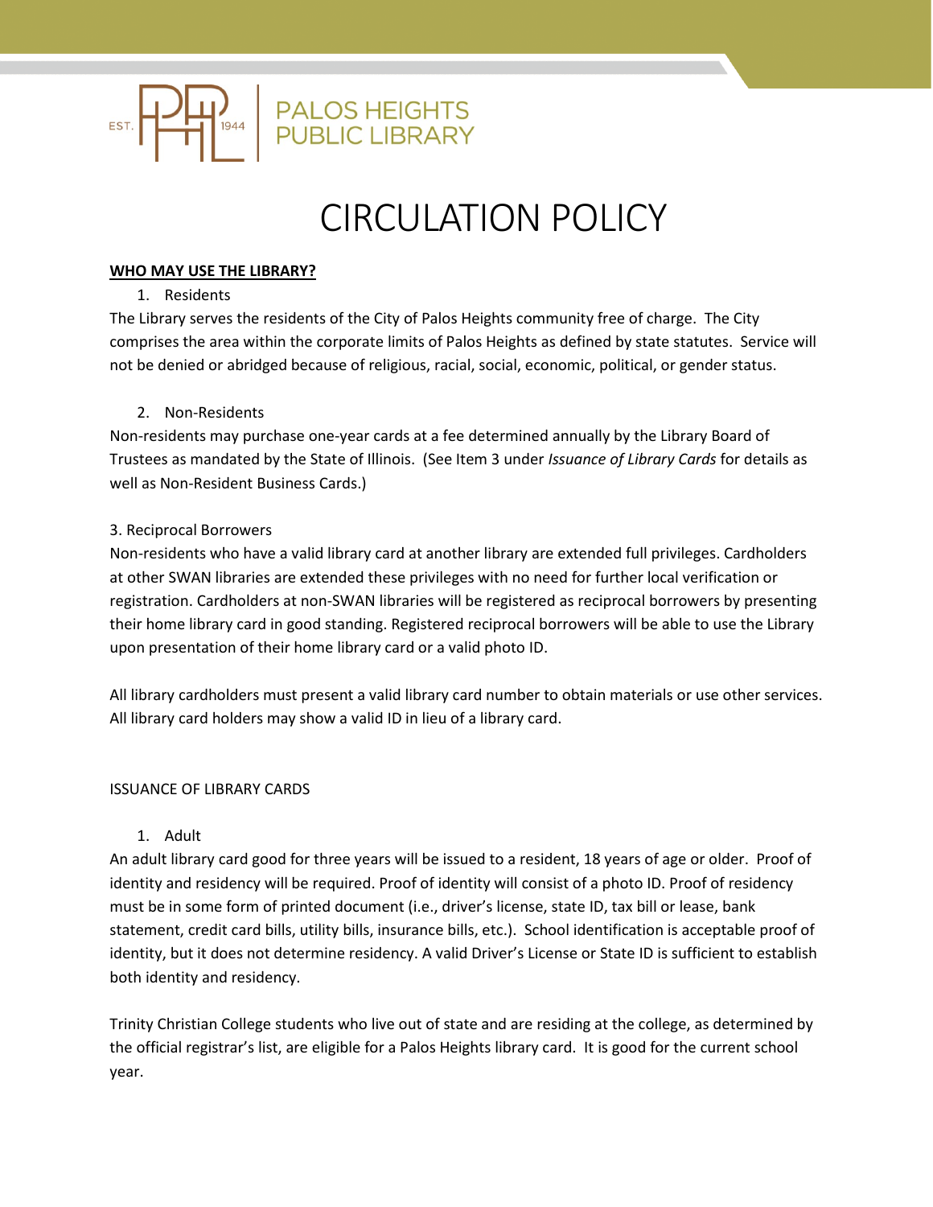PALOS HEIGHTS PUBLIC LIBRARY

# CIRCULATION POLICY

## WHO MAY USE THE LIBRARY?

1. Residents

The Library serves the residents of the City of Palos Heights community free of charge. The City comprises the area within the corporate limits of Palos Heights as defined by state statutes. Service will not be denied or abridged because of religious, racial, social, economic, political, or gender status.

2. Non-Residents

Non-residents may purchase one-year cards at a fee determined annually by the Library Board of Trustees as mandated by the State of Illinois. (See Item 3 under *Issuance of Library Cards* for details as well as Non-Resident Business Cards.)

3. Reciprocal Borrowers

Non-residents who have a valid library card at another library are extended full privileges. Cardholders at other SWAN libraries are extended these privileges with no need for further local verification or registration. Cardholders at non-SWAN libraries will be registered as reciprocal borrowers by presenting their home library card in good standing. Registered reciprocal borrowers will be able to use the Library upon presentation of their home library card or a valid photo ID.

All library cardholders must present a valid library card number to obtain materials or use other services. All library card holders may show a valid ID in lieu of a library card.

## ISSUANCE OF LIBRARY CARDS

1. Adult

An adult library card good for three years will be issued to a resident, 18 years of age or older. Proof of identity and residency will be required. Proof of identity will consist of a photo ID. Proof of residency must be in some form of printed document (i.e., driver's license, state ID, tax bill or lease, bank statement, credit card bills, utility bills, insurance bills, etc.). School identification is acceptable proof of identity, but it does not determine residency. A valid Driver's License or State ID is sufficient to establish both identity and residency.

Trinity Christian College students who live out of state and are residing at the college, as determined by the official registrar's list, are eligible for a Palos Heights library card. It is good for the current school year.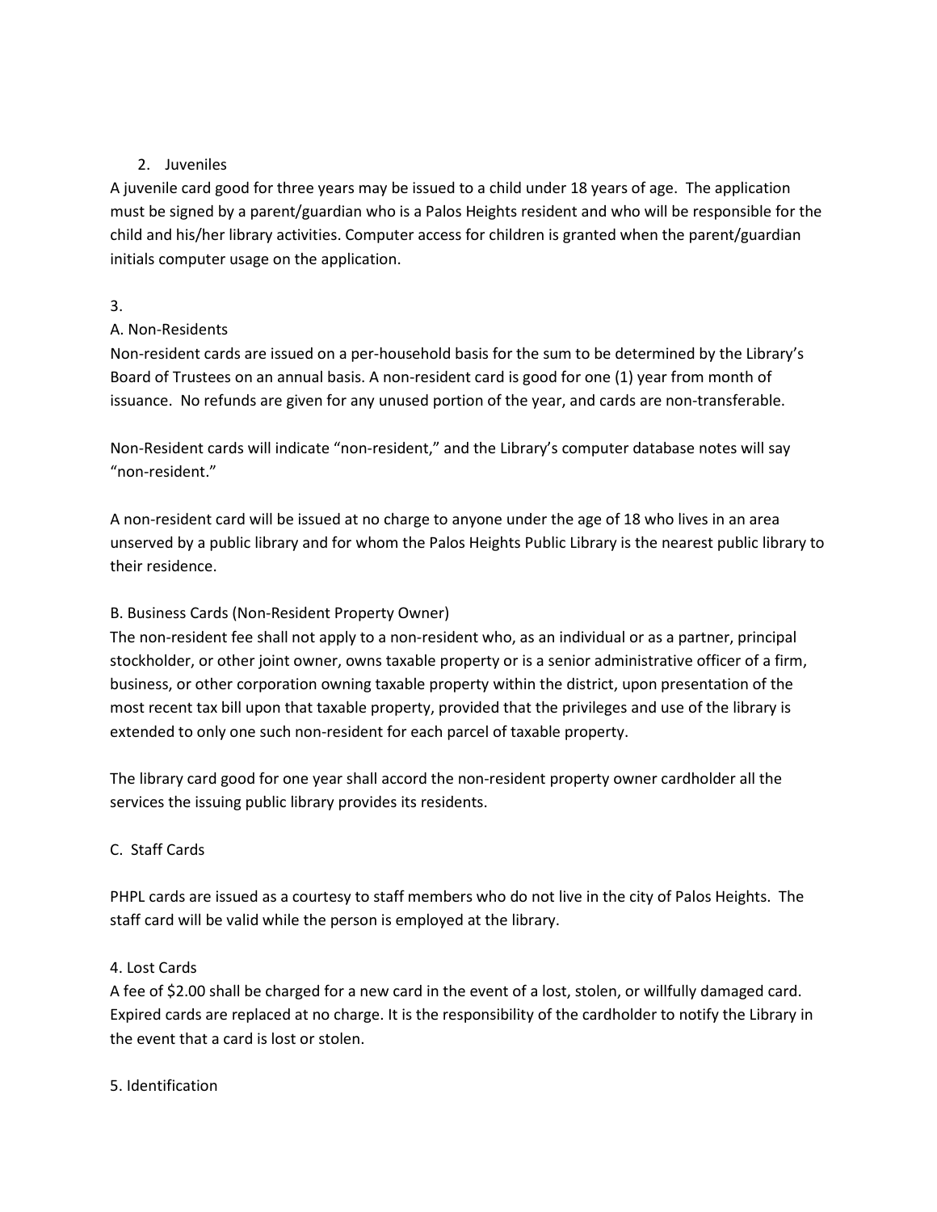2. Juveniles

A juvenile card good for three years may be issued to a child under 18 years of age. The application must be signed by a parent/guardian who is a Palos Heights resident and who will be responsible for the child and his/her library activities. Computer access for children is granted when the parent/guardian initials computer usage on the application.

3.

A. Non-Residents

Non-resident cards are issued on a per-household basis for the sum to be determined by the Library's Board of Trustees on an annual basis. A non-resident card is good for one (1) year from month of issuance. No refunds are given for any unused portion of the year, and cards are non-transferable.

Non-Resident cards will indicate "non-resident," and the Library's computer database notes will say "non-resident."

A non-resident card will be issued at no charge to anyone under the age of 18 who lives in an area unserved by a public library and for whom the Palos Heights Public Library is the nearest public library to their residence.

B. Business Cards (Non-Resident Property Owner)

The non-resident fee shall not apply to a non-resident who, as an individual or as a partner, principal stockholder, or other joint owner, owns taxable property or is a senior administrative officer of a firm, business, or other corporation owning taxable property within the district, upon presentation of the most recent tax bill upon that taxable property, provided that the privileges and use of the library is extended to only one such non-resident for each parcel of taxable property.

The library card good for one year shall accord the non-resident property owner cardholder all the services the issuing public library provides its residents.

C. Staff Cards

PHPL cards are issued as a courtesy to staff members who do not live in the city of Palos Heights. The staff card will be valid while the person is employed at the library.

4. Lost Cards

A fee of $2.00 shall be charged for a new card in the event of a lost, stolen, or willfully damaged card. Expired cards are replaced at no charge. It is the responsibility of the cardholder to notify the Library in the event that a card is lost or stolen.

5. Identification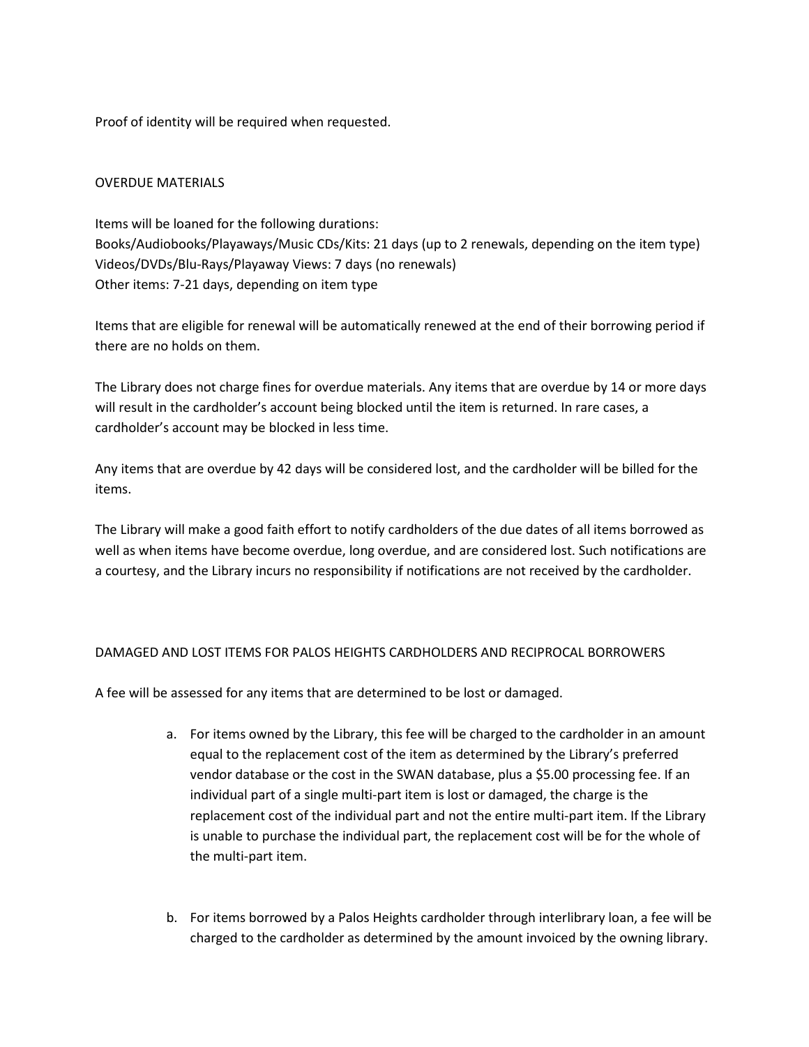Proof of identity will be required when requested.

## OVERDUE MATERIALS

Items will be loaned for the following durations:
Books/Audiobooks/Playaways/Music CDs/Kits: 21 days (up to 2 renewals, depending on the item type)
Videos/DVDs/Blu-Rays/Playaway Views: 7 days (no renewals)
Other items: 7-21 days, depending on item type

Items that are eligible for renewal will be automatically renewed at the end of their borrowing period if there are no holds on them.

The Library does not charge fines for overdue materials. Any items that are overdue by 14 or more days will result in the cardholder's account being blocked until the item is returned. In rare cases, a cardholder's account may be blocked in less time.

Any items that are overdue by 42 days will be considered lost, and the cardholder will be billed for the items.

The Library will make a good faith effort to notify cardholders of the due dates of all items borrowed as well as when items have become overdue, long overdue, and are considered lost. Such notifications are a courtesy, and the Library incurs no responsibility if notifications are not received by the cardholder.

## DAMAGED AND LOST ITEMS FOR PALOS HEIGHTS CARDHOLDERS AND RECIPROCAL BORROWERS

A fee will be assessed for any items that are determined to be lost or damaged.

a. For items owned by the Library, this fee will be charged to the cardholder in an amount equal to the replacement cost of the item as determined by the Library's preferred vendor database or the cost in the SWAN database, plus a $5.00 processing fee. If an individual part of a single multi-part item is lost or damaged, the charge is the replacement cost of the individual part and not the entire multi-part item. If the Library is unable to purchase the individual part, the replacement cost will be for the whole of the multi-part item.

b. For items borrowed by a Palos Heights cardholder through interlibrary loan, a fee will be charged to the cardholder as determined by the amount invoiced by the owning library.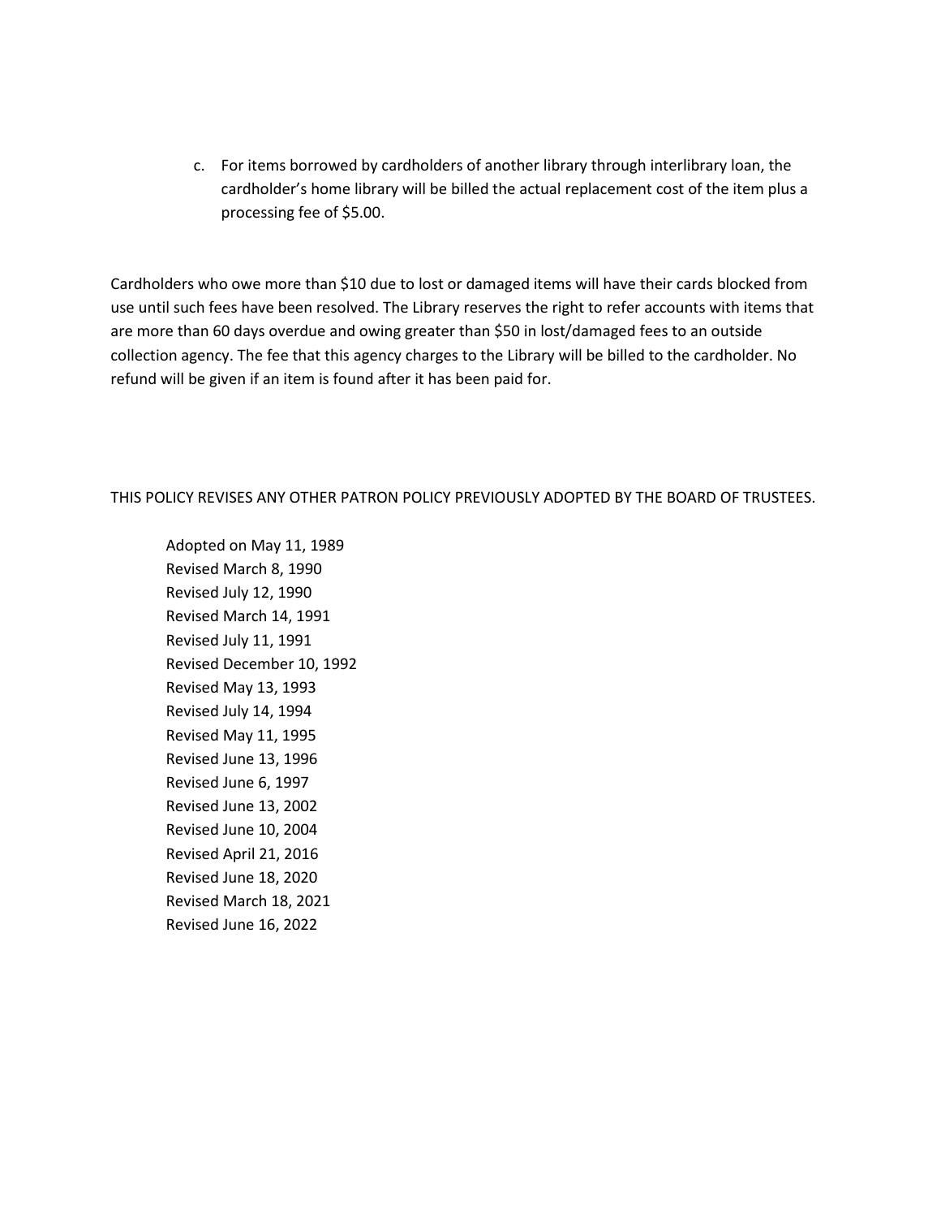c. For items borrowed by cardholders of another library through interlibrary loan, the cardholder's home library will be billed the actual replacement cost of the item plus a processing fee of $5.00.

Cardholders who owe more than $10 due to lost or damaged items will have their cards blocked from use until such fees have been resolved. The Library reserves the right to refer accounts with items that are more than 60 days overdue and owing greater than $50 in lost/damaged fees to an outside collection agency. The fee that this agency charges to the Library will be billed to the cardholder. No refund will be given if an item is found after it has been paid for.

THIS POLICY REVISES ANY OTHER PATRON POLICY PREVIOUSLY ADOPTED BY THE BOARD OF TRUSTEES.

Adopted on May 11, 1989
Revised March 8, 1990
Revised July 12, 1990
Revised March 14, 1991
Revised July 11, 1991
Revised December 10, 1992
Revised May 13, 1993
Revised July 14, 1994
Revised May 11, 1995
Revised June 13, 1996
Revised June 6, 1997
Revised June 13, 2002
Revised June 10, 2004
Revised April 21, 2016
Revised June 18, 2020
Revised March 18, 2021
Revised June 16, 2022